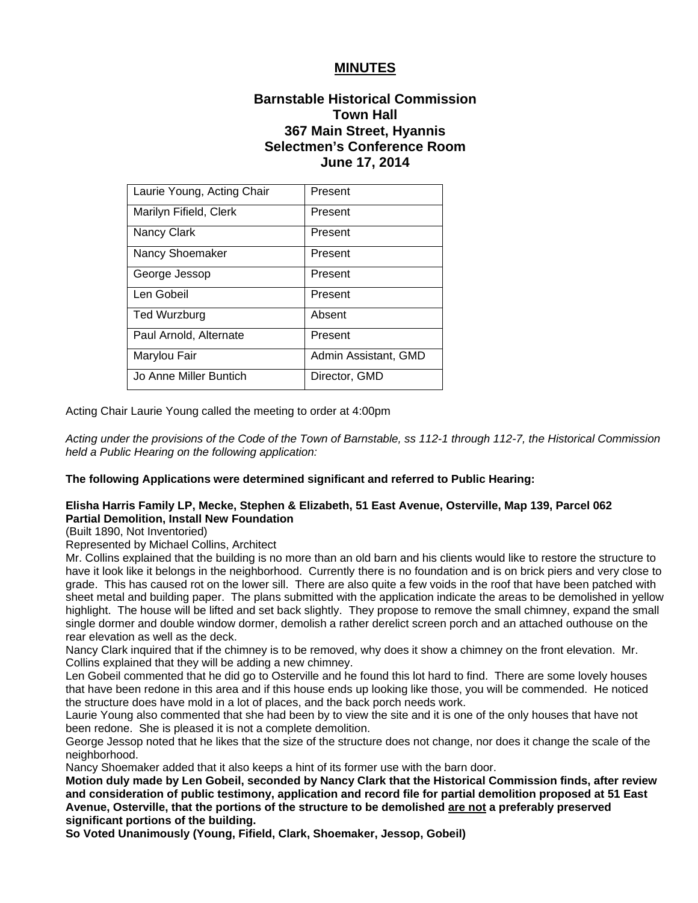# MINUTES

## Barnstable Historical Commission
## Town Hall
## 367 Main Street, Hyannis
## Selectmen's Conference Room
## June 17, 2014

| | |
|---|---|
| Laurie Young, Acting Chair | Present |
| Marilyn Fifield, Clerk | Present |
| Nancy Clark | Present |
| Nancy Shoemaker | Present |
| George Jessop | Present |
| Len Gobeil | Present |
| Ted Wurzburg | Absent |
| Paul Arnold, Alternate | Present |
| Marylou Fair | Admin Assistant, GMD |
| Jo Anne Miller Buntich | Director, GMD |

Acting Chair Laurie Young called the meeting to order at 4:00pm

*Acting under the provisions of the Code of the Town of Barnstable, ss 112-1 through 112-7, the Historical Commission held a Public Hearing on the following application:*

**The following Applications were determined significant and referred to Public Hearing:**

**Elisha Harris Family LP, Mecke, Stephen & Elizabeth, 51 East Avenue, Osterville, Map 139, Parcel 062**
**Partial Demolition, Install New Foundation**
(Built 1890, Not Inventoried)
Represented by Michael Collins, Architect
Mr. Collins explained that the building is no more than an old barn and his clients would like to restore the structure to have it look like it belongs in the neighborhood. Currently there is no foundation and is on brick piers and very close to grade. This has caused rot on the lower sill. There are also quite a few voids in the roof that have been patched with sheet metal and building paper. The plans submitted with the application indicate the areas to be demolished in yellow highlight. The house will be lifted and set back slightly. They propose to remove the small chimney, expand the small single dormer and double window dormer, demolish a rather derelict screen porch and an attached outhouse on the rear elevation as well as the deck.
Nancy Clark inquired that if the chimney is to be removed, why does it show a chimney on the front elevation. Mr. Collins explained that they will be adding a new chimney.
Len Gobeil commented that he did go to Osterville and he found this lot hard to find. There are some lovely houses that have been redone in this area and if this house ends up looking like those, you will be commended. He noticed the structure does have mold in a lot of places, and the back porch needs work.
Laurie Young also commented that she had been by to view the site and it is one of the only houses that have not been redone. She is pleased it is not a complete demolition.
George Jessop noted that he likes that the size of the structure does not change, nor does it change the scale of the neighborhood.
Nancy Shoemaker added that it also keeps a hint of its former use with the barn door.
**Motion duly made by Len Gobeil, seconded by Nancy Clark that the Historical Commission finds, after review and consideration of public testimony, application and record file for partial demolition proposed at 51 East Avenue, Osterville, that the portions of the structure to be demolished <u>are not</u> a preferably preserved significant portions of the building.**
**So Voted Unanimously (Young, Fifield, Clark, Shoemaker, Jessop, Gobeil)**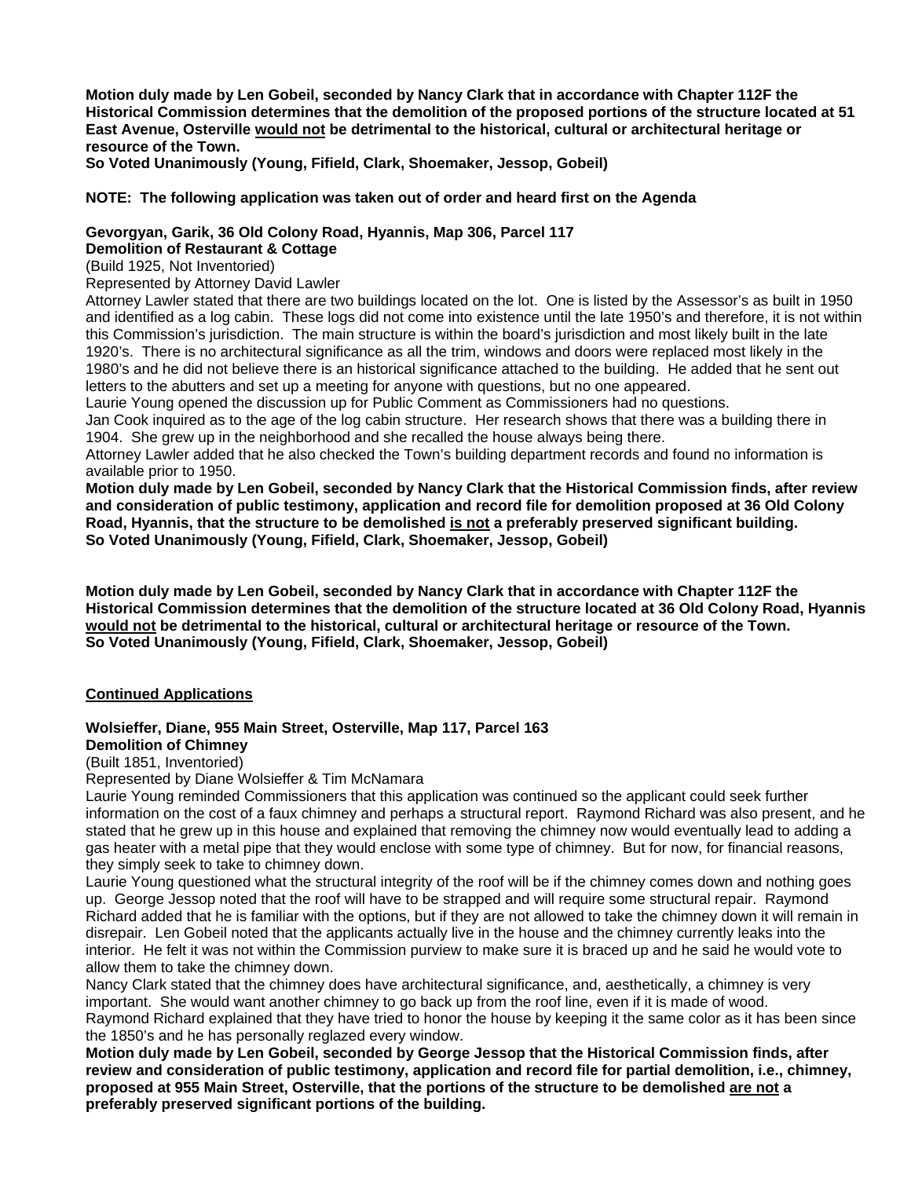**Motion duly made by Len Gobeil, seconded by Nancy Clark that in accordance with Chapter 112F the Historical Commission determines that the demolition of the proposed portions of the structure located at 51 East Avenue, Osterville would not be detrimental to the historical, cultural or architectural heritage or resource of the Town.**
**So Voted Unanimously (Young, Fifield, Clark, Shoemaker, Jessop, Gobeil)**

**NOTE: The following application was taken out of order and heard first on the Agenda**

**Gevorgyan, Garik, 36 Old Colony Road, Hyannis, Map 306, Parcel 117**
**Demolition of Restaurant & Cottage**
(Build 1925, Not Inventoried)
Represented by Attorney David Lawler
Attorney Lawler stated that there are two buildings located on the lot. One is listed by the Assessor's as built in 1950 and identified as a log cabin. These logs did not come into existence until the late 1950's and therefore, it is not within this Commission's jurisdiction. The main structure is within the board's jurisdiction and most likely built in the late 1920's. There is no architectural significance as all the trim, windows and doors were replaced most likely in the 1980's and he did not believe there is an historical significance attached to the building. He added that he sent out letters to the abutters and set up a meeting for anyone with questions, but no one appeared.
Laurie Young opened the discussion up for Public Comment as Commissioners had no questions.
Jan Cook inquired as to the age of the log cabin structure. Her research shows that there was a building there in 1904. She grew up in the neighborhood and she recalled the house always being there.
Attorney Lawler added that he also checked the Town's building department records and found no information is available prior to 1950.
**Motion duly made by Len Gobeil, seconded by Nancy Clark that the Historical Commission finds, after review and consideration of public testimony, application and record file for demolition proposed at 36 Old Colony Road, Hyannis, that the structure to be demolished is not a preferably preserved significant building.**
**So Voted Unanimously (Young, Fifield, Clark, Shoemaker, Jessop, Gobeil)**

**Motion duly made by Len Gobeil, seconded by Nancy Clark that in accordance with Chapter 112F the Historical Commission determines that the demolition of the structure located at 36 Old Colony Road, Hyannis would not be detrimental to the historical, cultural or architectural heritage or resource of the Town.**
**So Voted Unanimously (Young, Fifield, Clark, Shoemaker, Jessop, Gobeil)**

**Continued Applications**

**Wolsieffer, Diane, 955 Main Street, Osterville, Map 117, Parcel 163**
**Demolition of Chimney**
(Built 1851, Inventoried)
Represented by Diane Wolsieffer & Tim McNamara
Laurie Young reminded Commissioners that this application was continued so the applicant could seek further information on the cost of a faux chimney and perhaps a structural report. Raymond Richard was also present, and he stated that he grew up in this house and explained that removing the chimney now would eventually lead to adding a gas heater with a metal pipe that they would enclose with some type of chimney. But for now, for financial reasons, they simply seek to take to chimney down.
Laurie Young questioned what the structural integrity of the roof will be if the chimney comes down and nothing goes up. George Jessop noted that the roof will have to be strapped and will require some structural repair. Raymond Richard added that he is familiar with the options, but if they are not allowed to take the chimney down it will remain in disrepair. Len Gobeil noted that the applicants actually live in the house and the chimney currently leaks into the interior. He felt it was not within the Commission purview to make sure it is braced up and he said he would vote to allow them to take the chimney down.
Nancy Clark stated that the chimney does have architectural significance, and, aesthetically, a chimney is very important. She would want another chimney to go back up from the roof line, even if it is made of wood.
Raymond Richard explained that they have tried to honor the house by keeping it the same color as it has been since the 1850's and he has personally reglazed every window.
**Motion duly made by Len Gobeil, seconded by George Jessop that the Historical Commission finds, after review and consideration of public testimony, application and record file for partial demolition, i.e., chimney, proposed at 955 Main Street, Osterville, that the portions of the structure to be demolished are not a preferably preserved significant portions of the building.**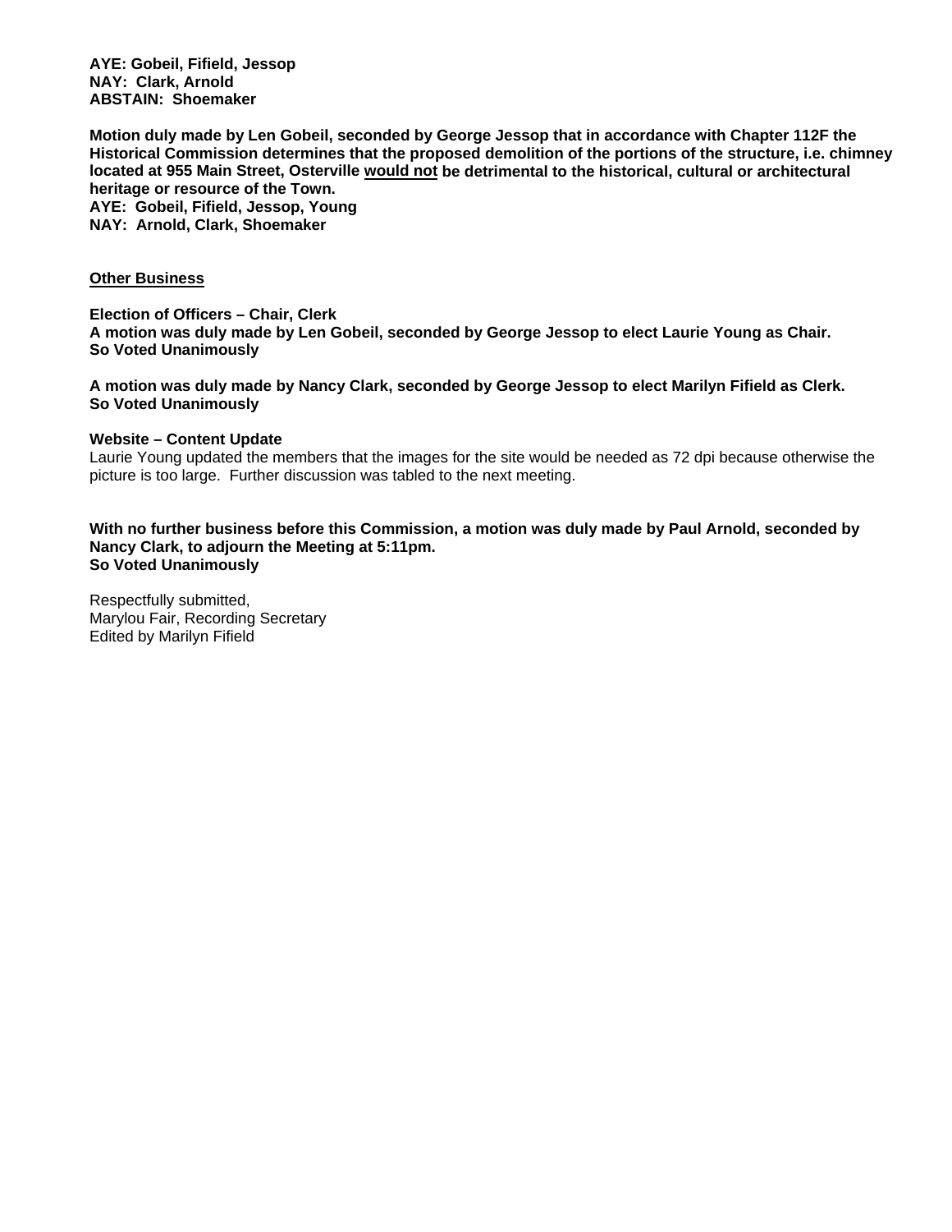**AYE: Gobeil, Fifield, Jessop**
**NAY: Clark, Arnold**
**ABSTAIN: Shoemaker**

**Motion duly made by Len Gobeil, seconded by George Jessop that in accordance with Chapter 112F the Historical Commission determines that the proposed demolition of the portions of the structure, i.e. chimney located at 955 Main Street, Osterville would not be detrimental to the historical, cultural or architectural heritage or resource of the Town.**
**AYE: Gobeil, Fifield, Jessop, Young**
**NAY: Arnold, Clark, Shoemaker**

**Other Business**

**Election of Officers – Chair, Clerk**
**A motion was duly made by Len Gobeil, seconded by George Jessop to elect Laurie Young as Chair.**
**So Voted Unanimously**

**A motion was duly made by Nancy Clark, seconded by George Jessop to elect Marilyn Fifield as Clerk.**
**So Voted Unanimously**

**Website – Content Update**
Laurie Young updated the members that the images for the site would be needed as 72 dpi because otherwise the picture is too large. Further discussion was tabled to the next meeting.

**With no further business before this Commission, a motion was duly made by Paul Arnold, seconded by Nancy Clark, to adjourn the Meeting at 5:11pm.**
**So Voted Unanimously**

Respectfully submitted,
Marylou Fair, Recording Secretary
Edited by Marilyn Fifield